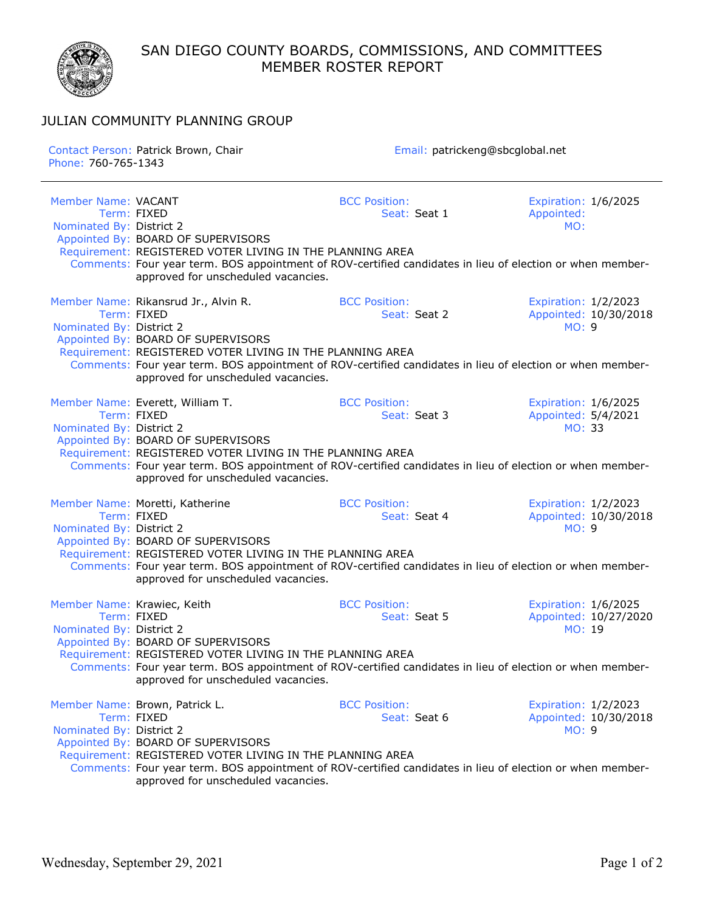# SAN DIEGO COUNTY BOARDS, COMMISSIONS, AND COMMITTEES
# MEMBER ROSTER REPORT

## JULIAN COMMUNITY PLANNING GROUP

**Contact Person:** Patrick Brown, Chair
**Phone:** 760-765-1343
**Email:** patrickeng@sbcglobal.net

---

**Member Name:** VACANT
**Term:** FIXED
**Nominated By:** District 2
**Appointed By:** BOARD OF SUPERVISORS
**Requirement:** REGISTERED VOTER LIVING IN THE PLANNING AREA
**Comments:** Four year term. BOS appointment of ROV-certified candidates in lieu of election or when member-approved for unscheduled vacancies.
**BCC Position:**
**Seat:** Seat 1
**Expiration:** 1/6/2025
**Appointed:**
**MO:**

**Member Name:** Rikansrud Jr., Alvin R.
**Term:** FIXED
**Nominated By:** District 2
**Appointed By:** BOARD OF SUPERVISORS
**Requirement:** REGISTERED VOTER LIVING IN THE PLANNING AREA
**Comments:** Four year term. BOS appointment of ROV-certified candidates in lieu of election or when member-approved for unscheduled vacancies.
**BCC Position:**
**Seat:** Seat 2
**Expiration:** 1/2/2023
**Appointed:** 10/30/2018
**MO:** 9

**Member Name:** Everett, William T.
**Term:** FIXED
**Nominated By:** District 2
**Appointed By:** BOARD OF SUPERVISORS
**Requirement:** REGISTERED VOTER LIVING IN THE PLANNING AREA
**Comments:** Four year term. BOS appointment of ROV-certified candidates in lieu of election or when member-approved for unscheduled vacancies.
**BCC Position:**
**Seat:** Seat 3
**Expiration:** 1/6/2025
**Appointed:** 5/4/2021
**MO:** 33

**Member Name:** Moretti, Katherine
**Term:** FIXED
**Nominated By:** District 2
**Appointed By:** BOARD OF SUPERVISORS
**Requirement:** REGISTERED VOTER LIVING IN THE PLANNING AREA
**Comments:** Four year term. BOS appointment of ROV-certified candidates in lieu of election or when member-approved for unscheduled vacancies.
**BCC Position:**
**Seat:** Seat 4
**Expiration:** 1/2/2023
**Appointed:** 10/30/2018
**MO:** 9

**Member Name:** Krawiec, Keith
**Term:** FIXED
**Nominated By:** District 2
**Appointed By:** BOARD OF SUPERVISORS
**Requirement:** REGISTERED VOTER LIVING IN THE PLANNING AREA
**Comments:** Four year term. BOS appointment of ROV-certified candidates in lieu of election or when member-approved for unscheduled vacancies.
**BCC Position:**
**Seat:** Seat 5
**Expiration:** 1/6/2025
**Appointed:** 10/27/2020
**MO:** 19

**Member Name:** Brown, Patrick L.
**Term:** FIXED
**Nominated By:** District 2
**Appointed By:** BOARD OF SUPERVISORS
**Requirement:** REGISTERED VOTER LIVING IN THE PLANNING AREA
**Comments:** Four year term. BOS appointment of ROV-certified candidates in lieu of election or when member-approved for unscheduled vacancies.
**BCC Position:**
**Seat:** Seat 6
**Expiration:** 1/2/2023
**Appointed:** 10/30/2018
**MO:** 9

Wednesday, September 29, 2021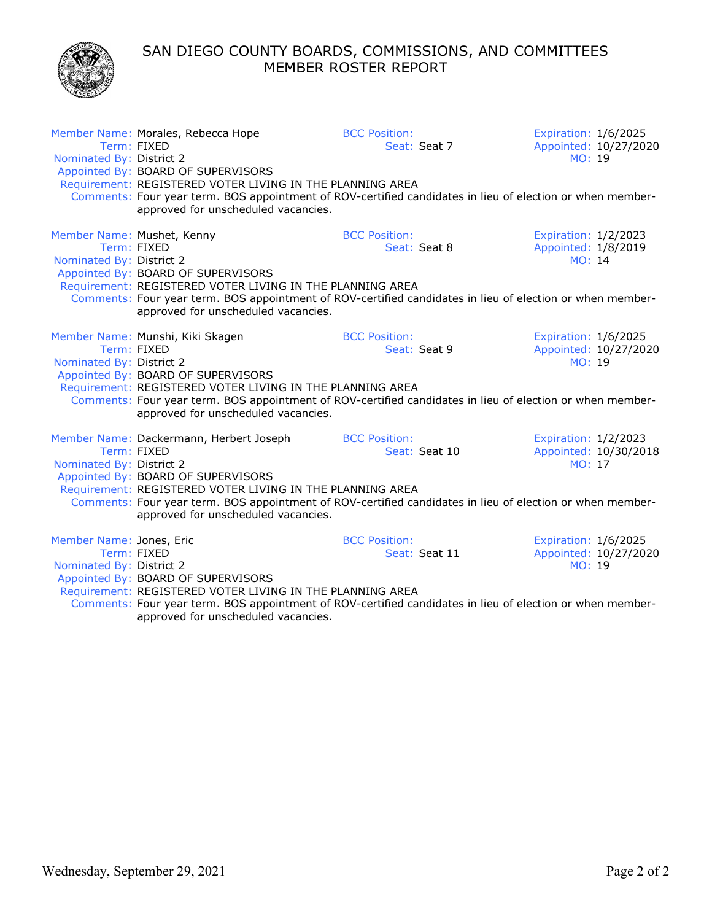# SAN DIEGO COUNTY BOARDS, COMMISSIONS, AND COMMITTEES
## MEMBER ROSTER REPORT

**Member Name:** Morales, Rebecca Hope
**BCC Position:**
**Expiration:** 1/6/2025
**Term:** FIXED
**Seat:** Seat 7
**Appointed:** 10/27/2020
**Nominated By:** District 2
**MO:** 19
**Appointed By:** BOARD OF SUPERVISORS
**Requirement:** REGISTERED VOTER LIVING IN THE PLANNING AREA
**Comments:** Four year term. BOS appointment of ROV-certified candidates in lieu of election or when member-approved for unscheduled vacancies.

**Member Name:** Mushet, Kenny
**BCC Position:**
**Expiration:** 1/2/2023
**Term:** FIXED
**Seat:** Seat 8
**Appointed:** 1/8/2019
**Nominated By:** District 2
**MO:** 14
**Appointed By:** BOARD OF SUPERVISORS
**Requirement:** REGISTERED VOTER LIVING IN THE PLANNING AREA
**Comments:** Four year term. BOS appointment of ROV-certified candidates in lieu of election or when member-approved for unscheduled vacancies.

**Member Name:** Munshi, Kiki Skagen
**BCC Position:**
**Expiration:** 1/6/2025
**Term:** FIXED
**Seat:** Seat 9
**Appointed:** 10/27/2020
**Nominated By:** District 2
**MO:** 19
**Appointed By:** BOARD OF SUPERVISORS
**Requirement:** REGISTERED VOTER LIVING IN THE PLANNING AREA
**Comments:** Four year term. BOS appointment of ROV-certified candidates in lieu of election or when member-approved for unscheduled vacancies.

**Member Name:** Dackermann, Herbert Joseph
**BCC Position:**
**Expiration:** 1/2/2023
**Term:** FIXED
**Seat:** Seat 10
**Appointed:** 10/30/2018
**Nominated By:** District 2
**MO:** 17
**Appointed By:** BOARD OF SUPERVISORS
**Requirement:** REGISTERED VOTER LIVING IN THE PLANNING AREA
**Comments:** Four year term. BOS appointment of ROV-certified candidates in lieu of election or when member-approved for unscheduled vacancies.

**Member Name:** Jones, Eric
**BCC Position:**
**Expiration:** 1/6/2025
**Term:** FIXED
**Seat:** Seat 11
**Appointed:** 10/27/2020
**Nominated By:** District 2
**MO:** 19
**Appointed By:** BOARD OF SUPERVISORS
**Requirement:** REGISTERED VOTER LIVING IN THE PLANNING AREA
**Comments:** Four year term. BOS appointment of ROV-certified candidates in lieu of election or when member-approved for unscheduled vacancies.

Wednesday, September 29, 2021